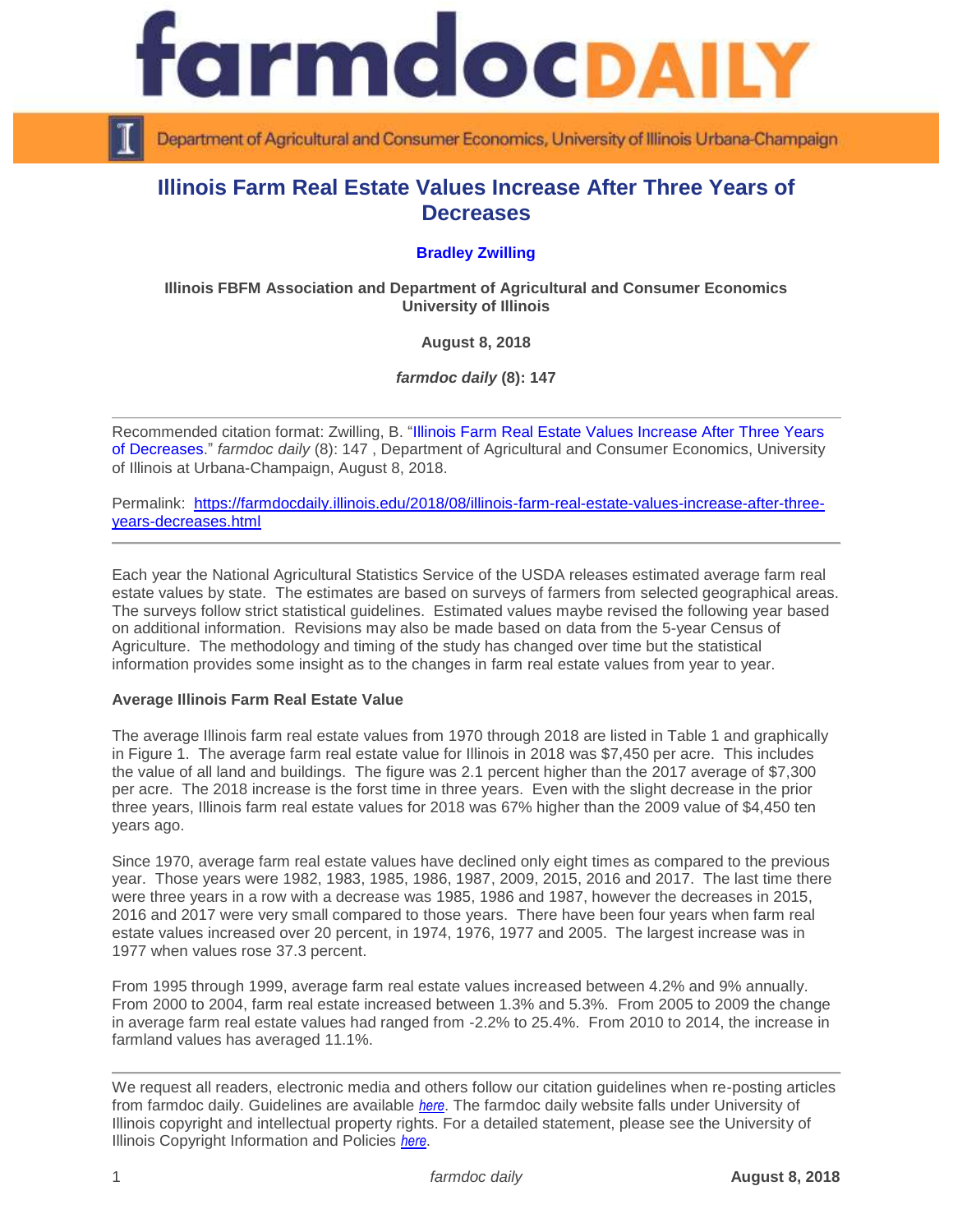# farmdoc DAILY

Department of Agricultural and Consumer Economics, University of Illinois Urbana-Champaign

## Illinois Farm Real Estate Values Increase After Three Years of Decreases

**Bradley Zwilling**

**Illinois FBFM Association and Department of Agricultural and Consumer Economics University of Illinois**

**August 8, 2018**

***farmdoc daily* (8): 147**

---

Recommended citation format: Zwilling, B. "Illinois Farm Real Estate Values Increase After Three Years of Decreases." *farmdoc daily* (8): 147 , Department of Agricultural and Consumer Economics, University of Illinois at Urbana-Champaign, August 8, 2018.

Permalink: https://farmdocdaily.illinois.edu/2018/08/illinois-farm-real-estate-values-increase-after-three-years-decreases.html

---

Each year the National Agricultural Statistics Service of the USDA releases estimated average farm real estate values by state. The estimates are based on surveys of farmers from selected geographical areas. The surveys follow strict statistical guidelines. Estimated values maybe revised the following year based on additional information. Revisions may also be made based on data from the 5-year Census of Agriculture. The methodology and timing of the study has changed over time but the statistical information provides some insight as to the changes in farm real estate values from year to year.

### Average Illinois Farm Real Estate Value

The average Illinois farm real estate values from 1970 through 2018 are listed in Table 1 and graphically in Figure 1. The average farm real estate value for Illinois in 2018 was $7,450 per acre. This includes the value of all land and buildings. The figure was 2.1 percent higher than the 2017 average of $7,300 per acre. The 2018 increase is the forst time in three years. Even with the slight decrease in the prior three years, Illinois farm real estate values for 2018 was 67% higher than the 2009 value of $4,450 ten years ago.

Since 1970, average farm real estate values have declined only eight times as compared to the previous year. Those years were 1982, 1983, 1985, 1986, 1987, 2009, 2015, 2016 and 2017. The last time there were three years in a row with a decrease was 1985, 1986 and 1987, however the decreases in 2015, 2016 and 2017 were very small compared to those years. There have been four years when farm real estate values increased over 20 percent, in 1974, 1976, 1977 and 2005. The largest increase was in 1977 when values rose 37.3 percent.

From 1995 through 1999, average farm real estate values increased between 4.2% and 9% annually. From 2000 to 2004, farm real estate increased between 1.3% and 5.3%. From 2005 to 2009 the change in average farm real estate values had ranged from -2.2% to 25.4%. From 2010 to 2014, the increase in farmland values has averaged 11.1%.

---

We request all readers, electronic media and others follow our citation guidelines when re-posting articles from farmdoc daily. Guidelines are available *here*. The farmdoc daily website falls under University of Illinois copyright and intellectual property rights. For a detailed statement, please see the University of Illinois Copyright Information and Policies *here*.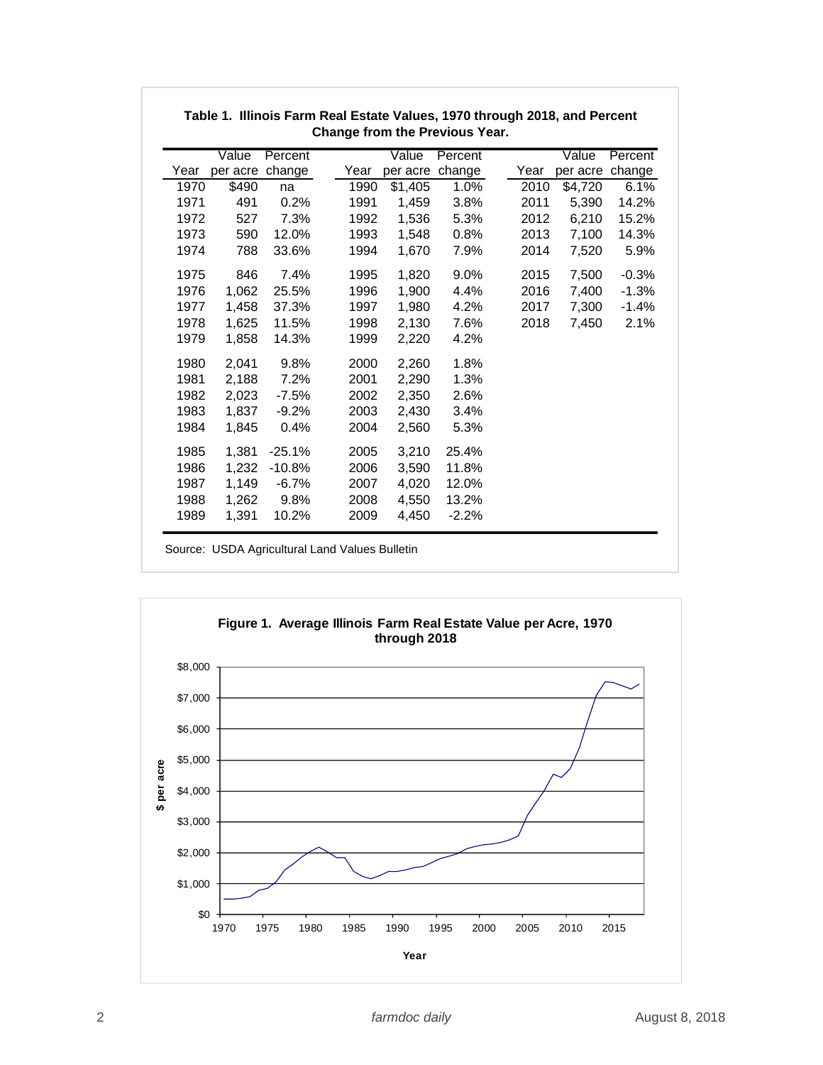**Table 1. Illinois Farm Real Estate Values, 1970 through 2018, and Percent Change from the Previous Year.**

| Year | Value per acre | Percent change | Year | Value per acre | Percent change | Year | Value per acre | Percent change |
|---|---|---|---|---|---|---|---|---|
| 1970 | $490 | na | 1990 | $1,405 | 1.0% | 2010 | $4,720 | 6.1% |
| 1971 | 491 | 0.2% | 1991 | 1,459 | 3.8% | 2011 | 5,390 | 14.2% |
| 1972 | 527 | 7.3% | 1992 | 1,536 | 5.3% | 2012 | 6,210 | 15.2% |
| 1973 | 590 | 12.0% | 1993 | 1,548 | 0.8% | 2013 | 7,100 | 14.3% |
| 1974 | 788 | 33.6% | 1994 | 1,670 | 7.9% | 2014 | 7,520 | 5.9% |
| 1975 | 846 | 7.4% | 1995 | 1,820 | 9.0% | 2015 | 7,500 | -0.3% |
| 1976 | 1,062 | 25.5% | 1996 | 1,900 | 4.4% | 2016 | 7,400 | -1.3% |
| 1977 | 1,458 | 37.3% | 1997 | 1,980 | 4.2% | 2017 | 7,300 | -1.4% |
| 1978 | 1,625 | 11.5% | 1998 | 2,130 | 7.6% | 2018 | 7,450 | 2.1% |
| 1979 | 1,858 | 14.3% | 1999 | 2,220 | 4.2% | | | |
| 1980 | 2,041 | 9.8% | 2000 | 2,260 | 1.8% | | | |
| 1981 | 2,188 | 7.2% | 2001 | 2,290 | 1.3% | | | |
| 1982 | 2,023 | -7.5% | 2002 | 2,350 | 2.6% | | | |
| 1983 | 1,837 | -9.2% | 2003 | 2,430 | 3.4% | | | |
| 1984 | 1,845 | 0.4% | 2004 | 2,560 | 5.3% | | | |
| 1985 | 1,381 | -25.1% | 2005 | 3,210 | 25.4% | | | |
| 1986 | 1,232 | -10.8% | 2006 | 3,590 | 11.8% | | | |
| 1987 | 1,149 | -6.7% | 2007 | 4,020 | 12.0% | | | |
| 1988 | 1,262 | 9.8% | 2008 | 4,550 | 13.2% | | | |
| 1989 | 1,391 | 10.2% | 2009 | 4,450 | -2.2% | | | |

Source: USDA Agricultural Land Values Bulletin

**Figure 1. Average Illinois Farm Real Estate Value per Acre, 1970 through 2018**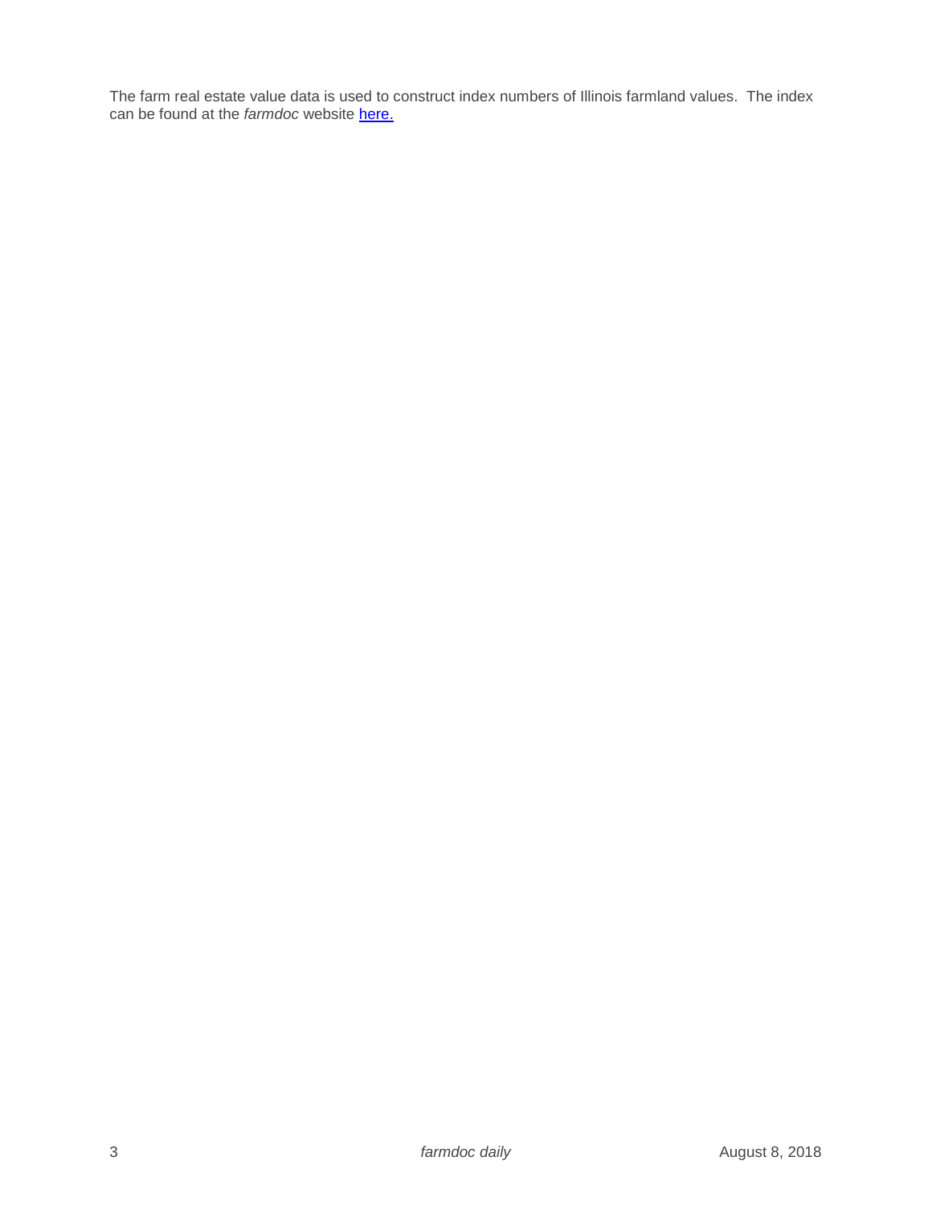The farm real estate value data is used to construct index numbers of Illinois farmland values. The index can be found at the *farmdoc* website here.